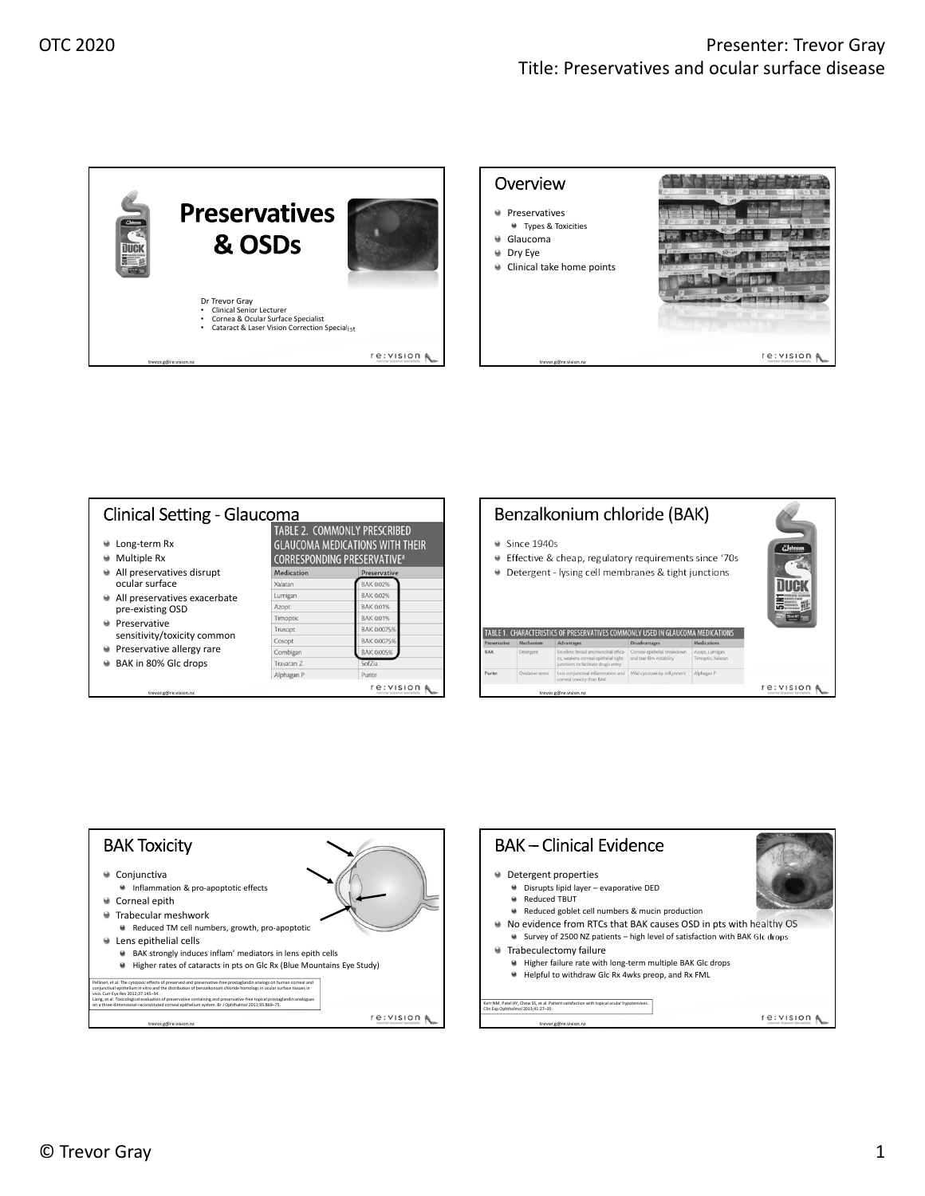## Preservatives & OSDs

Dr Trevor Gray
- Clinical Senior Lecturer
- Cornea & Ocular Surface Specialist
- Cataract & Laser Vision Correction Specialist

trevor.g@re.vision.nz

## Overview

- Preservatives
  - Types & Toxicities
- Glaucoma
- Dry Eye
- Clinical take home points

trevor.g@re.vision.nz

## Clinical Setting - Glaucoma

- Long-term Rx
- Multiple Rx
- All preservatives disrupt ocular surface
- All preservatives exacerbate pre-existing OSD
- Preservative sensitivity/toxicity common
- Preservative allergy rare
- BAK in 80% Glc drops

**TABLE 2. COMMONLY PRESCRIBED GLAUCOMA MEDICATIONS WITH THEIR CORRESPONDING PRESERVATIVE[a]**

| Medication | Preservative |
|---|---|
| Xalatan | BAK 0.02% |
| Lumigan | BAK 0.02% |
| Azopt | BAK 0.01% |
| Timoptic | BAK 0.01% |
| Trusopt | BAK 0.0075% |
| Cosopt | BAK 0.0075% |
| Combigan | BAK 0.005% |
| Travatan Z | SofZia |
| Alphagan P | Purite |

trevor.g@re.vision.nz

## Benzalkonium chloride (BAK)

- Since 1940s
- Effective & cheap, regulatory requirements since '70s
- Detergent - lysing cell membranes & tight junctions

**TABLE 1. CHARACTERISTICS OF PRESERVATIVES COMMONLY USED IN GLAUCOMA MEDICATIONS**

| Preservative | Mechanism | Advantages | Disadvantages | Medications |
|---|---|---|---|---|
| BAK | Detergent | Excellent broad antimicrobial efficacy, weakens corneal epithelial tight junctions to facilitate drug entry | Corneal epithelial breakdown and tear film instability | Azopt, Lumigan, Timoptic, Xalatan |
| Purite | Oxidative stress | Less conjunctival inflammation and corneal toxicity than BAK | Mild cytotoxicity still present | Alphagan P |

trevor.g@re.vision.nz

## BAK Toxicity

- Conjunctiva
  - Inflammation & pro-apoptotic effects
- Corneal epith
- Trabecular meshwork
  - Reduced TM cell numbers, growth, pro-apoptotic
- Lens epithelial cells
  - BAK strongly induces inflam' mediators in lens epith cells
  - Higher rates of cataracts in pts on Glc Rx (Blue Mountains Eye Study)

Pellinen, et al. The cytotoxic effects of preserved and preservative-free prostaglandin analogs on human corneal and conjunctival epithelium in vitro and the distribution of benzalkonium chloride homologs in ocular surface tissues in vivo. Curr Eye Res 2012;37:145–54.
Liang, et al. Toxicological evaluation of preservative containing and preservative-free topical prostaglandin analogues on a three-dimensional-reconstituted corneal epithelium system. Br J Ophthalmol 2011;95:869–75.

trevor.g@re.vision.nz

## BAK – Clinical Evidence

- Detergent properties
  - Disrupts lipid layer – evaporative DED
  - Reduced TBUT
  - Reduced goblet cell numbers & mucin production
- No evidence from RTCs that BAK causes OSD in pts with healthy OS
  - Survey of 2500 NZ patients – high level of satisfaction with BAK Glc drops
- Trabeculectomy failure
  - Higher failure rate with long-term multiple BAK Glc drops
  - Helpful to withdraw Glc Rx 4wks preop, and Rx FML

Kerr NM, Patel HY, Chew SS, et al. Patient satisfaction with topical ocular hypotensives. Clin Exp Ophthalmol 2013;41:27–35.

trevor.g@re.vision.nz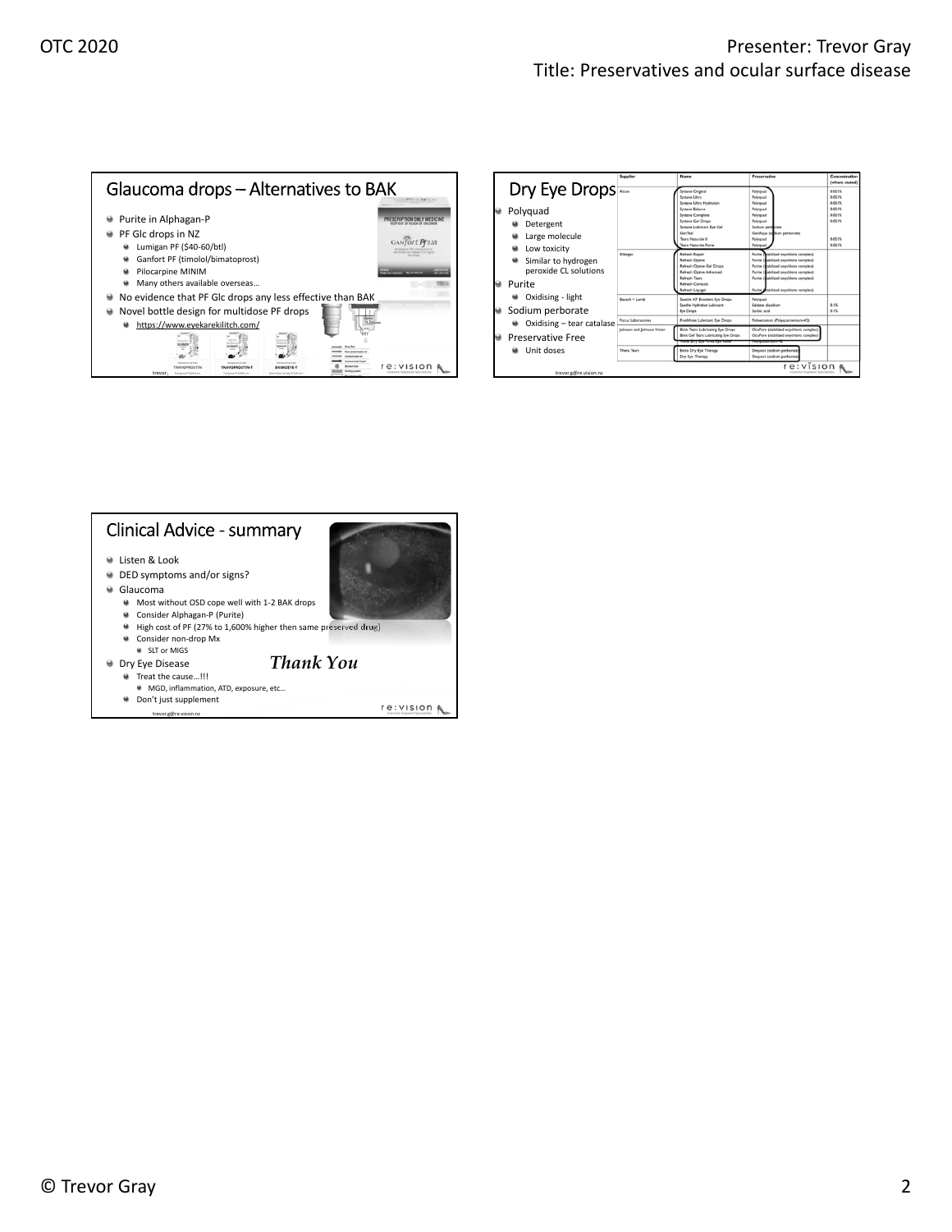## Glaucoma drops – Alternatives to BAK

- Purite in Alphagan-P
- PF Glc drops in NZ
  - Lumigan PF ($40-60/btl)
  - Ganfort PF (timolol/bimatoprost)
  - Pilocarpine MINIM
  - Many others available overseas…
- No evidence that PF Glc drops any less effective than BAK
- Novel bottle design for multidose PF drops
  - https://www.eyekarekilitch.com/

## Dry Eye Drops

- Polyquad
  - Detergent
  - Large molecule
  - Low toxicity
  - Similar to hydrogen peroxide CL solutions
- Purite
  - Oxidising - light
- Sodium perborate
  - Oxidising – tear catalase
- Preservative Free
  - Unit doses

| Supplier | Name | Preservative | Concentration (where stated) |
| --- | --- | --- | --- |
| Alcon | Systane Original<br>Systane Ultra<br>Systane Ultra Hydration<br>Systane Balance<br>Systane Complete<br>Systane Gel Drops<br>Systane Lubricant Eye Gel<br>GenTeal<br>Tears Naturale II<br>Tears Naturale Forte | Polyquad<br>Polyquad<br>Polyquad<br>Polyquad<br>Polyquad<br>Polyquad<br>Sodium perborate<br>GenAqua (sodium perborate)<br>Polyquad<br>Polyquad | 0.001%<br>0.001%<br>0.001%<br>0.001%<br>0.001%<br>0.001%<br><br><br>0.001%<br>0.001% |
| Allergan | Refresh Repair<br>Refresh Optive<br>Refresh Optive Gel Drops<br>Refresh Optive Advanced<br>Refresh Tears<br>Refresh Contacts<br>Refresh Liquigel | Purite (stabilized oxychloro complex)<br>Purite (stabilized oxychloro complex)<br>Purite (stabilized oxychloro complex)<br>Purite (stabilized oxychloro complex)<br>Purite (stabilized oxychloro complex)<br><br>Purite (stabilized oxychloro complex) | |
| Bausch + Lomb | Soothe XP Emollient Eye Drops<br>Soothe Hydration Lubricant<br>Eye Drops | Polyquad<br>Edetate disodium<br>Sorbic acid | <br>0.1%<br>0.1% |
| Focus Laboratories | FreshKote Lubricant Eye Drops | Polixetonium (Polyquaternium-42) | |
| Johnson and Johnson Vision | Blink Tears Lubricating Eye Drops<br>Blink Gel Tears Lubricating Eye Drops<br>Visine Dry Eye Tired Eye Relief | OcuPure (stabilized oxychloro complex)<br>OcuPure (stabilized oxychloro complex)<br>Polyquaternium-1 | |
| Thera Tears | Extra Dry Eye Therapy<br>Dry Eye Therapy | Dequest (sodium perborate)<br>Dequest (sodium perborate) | |

## Clinical Advice - summary

- Listen & Look
- DED symptoms and/or signs?
- Glaucoma
  - Most without OSD cope well with 1-2 BAK drops
  - Consider Alphagan-P (Purite)
  - High cost of PF (27% to 1,600% higher then same preserved drug)
  - Consider non-drop Mx
    - SLT or MIGS
- Dry Eye Disease
  - Treat the cause…!!!
    - MGD, inflammation, ATD, exposure, etc…
  - Don't just supplement

*Thank You*

trevor.g@re.vision.nz